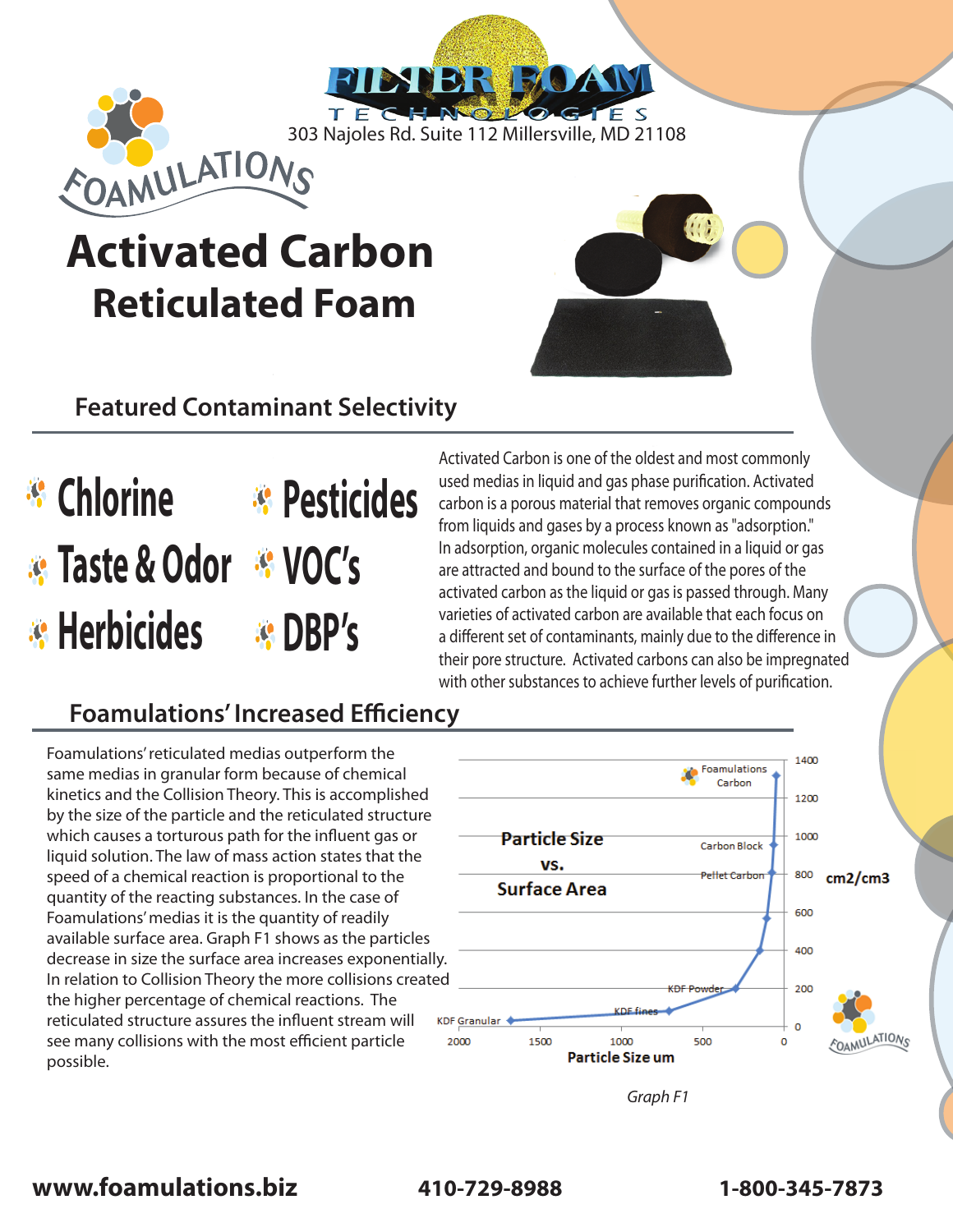FILTER FOAM TECHNOLOGIES

303 Najoles Rd. Suite 112 Millersville, MD 21108

FOAMULATIONS

# Activated Carbon
# Reticulated Foam

## Featured Contaminant Selectivity

- Chlorine
- Pesticides
- Taste & Odor
- VOC's
- Herbicides
- DBP's

Activated Carbon is one of the oldest and most commonly used medias in liquid and gas phase purification. Activated carbon is a porous material that removes organic compounds from liquids and gases by a process known as "adsorption." In adsorption, organic molecules contained in a liquid or gas are attracted and bound to the surface of the pores of the activated carbon as the liquid or gas is passed through. Many varieties of activated carbon are available that each focus on a different set of contaminants, mainly due to the difference in their pore structure. Activated carbons can also be impregnated with other substances to achieve further levels of purification.

## Foamulations' Increased Efficiency

Foamulations' reticulated medias outperform the same medias in granular form because of chemical kinetics and the Collision Theory. This is accomplished by the size of the particle and the reticulated structure which causes a torturous path for the influent gas or liquid solution. The law of mass action states that the speed of a chemical reaction is proportional to the quantity of the reacting substances. In the case of Foamulations' medias it is the quantity of readily available surface area. Graph F1 shows as the particles decrease in size the surface area increases exponentially. In relation to Collision Theory the more collisions created the higher percentage of chemical reactions. The reticulated structure assures the influent stream will see many collisions with the most efficient particle possible.

*Graph F1*

**www.foamulations.biz** **410-729-8988** **1-800-345-7873**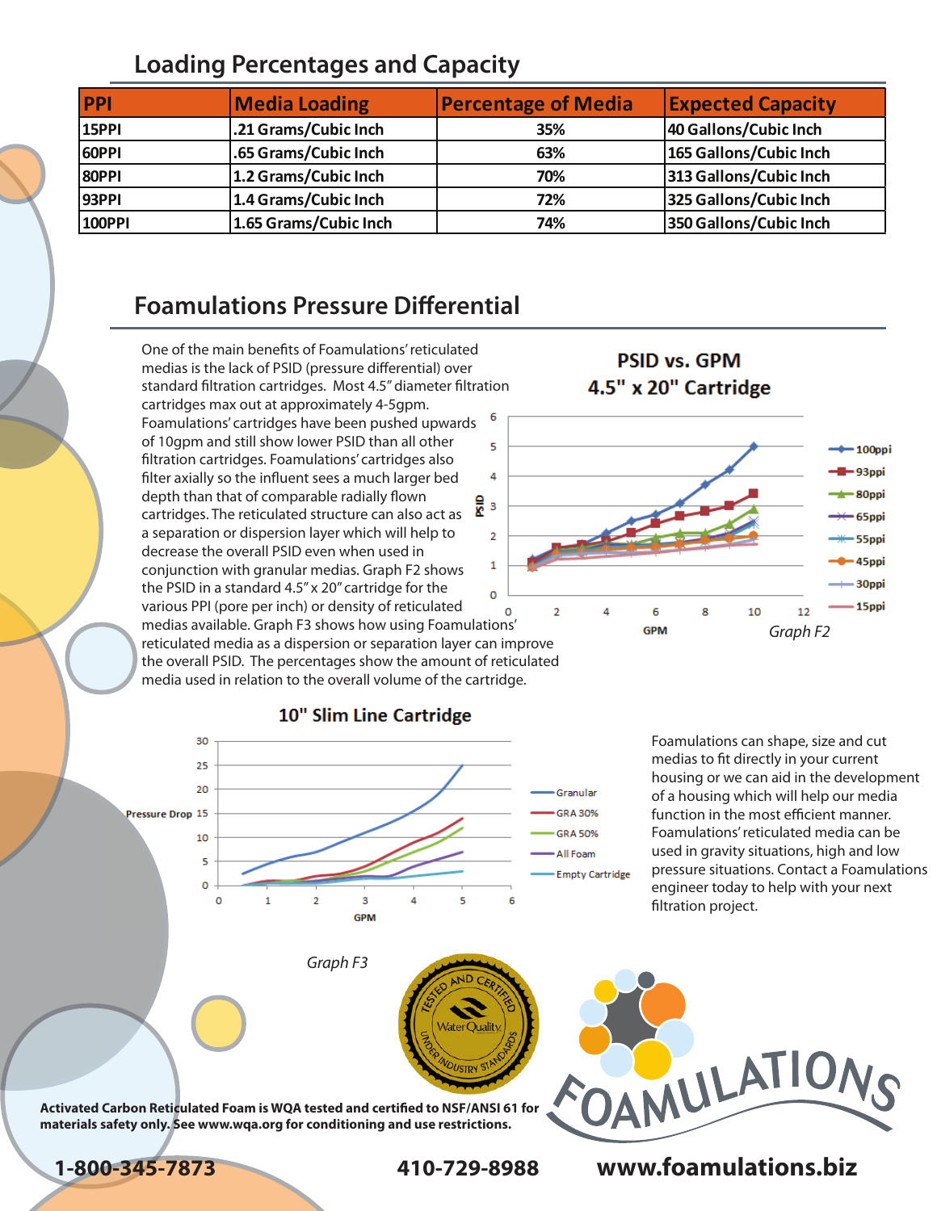## Loading Percentages and Capacity

| PPI | Media Loading | Percentage of Media | Expected Capacity |
|---|---|---|---|
| 15PPI | .21 Grams/Cubic Inch | 35% | 40 Gallons/Cubic Inch |
| 60PPI | .65 Grams/Cubic Inch | 63% | 165 Gallons/Cubic Inch |
| 80PPI | 1.2 Grams/Cubic Inch | 70% | 313 Gallons/Cubic Inch |
| 93PPI | 1.4 Grams/Cubic Inch | 72% | 325 Gallons/Cubic Inch |
| 100PPI | 1.65 Grams/Cubic Inch | 74% | 350 Gallons/Cubic Inch |

## Foamulations Pressure Differential

One of the main benefits of Foamulations' reticulated medias is the lack of PSID (pressure differential) over standard filtration cartridges. Most 4.5" diameter filtration cartridges max out at approximately 4-5gpm. Foamulations' cartridges have been pushed upwards of 10gpm and still show lower PSID than all other filtration cartridges. Foamulations' cartridges also filter axially so the influent sees a much larger bed depth than that of comparable radially flown cartridges. The reticulated structure can also act as a separation or dispersion layer which will help to decrease the overall PSID even when used in conjunction with granular medias. Graph F2 shows the PSID in a standard 4.5" x 20" cartridge for the various PPI (pore per inch) or density of reticulated medias available. Graph F3 shows how using Foamulations' reticulated media as a dispersion or separation layer can improve the overall PSID. The percentages show the amount of reticulated media used in relation to the overall volume of the cartridge.

PSID vs. GPM
4.5" x 20" Cartridge

PSID
0
1
2
3
4
5
6
0
2
4
6
8
10
12
GPM

100ppi
93ppi
80ppi
65ppi
55ppi
45ppi
30ppi
15ppi

*Graph F2*

10" Slim Line Cartridge

Pressure Drop
0
5
10
15
20
25
30
0
1
2
3
4
5
6
GPM

Granular
GRA 30%
GRA 50%
All Foam
Empty Cartridge

*Graph F3*

Foamulations can shape, size and cut medias to fit directly in your current housing or we can aid in the development of a housing which will help our media function in the most efficient manner. Foamulations' reticulated media can be used in gravity situations, high and low pressure situations. Contact a Foamulations engineer today to help with your next filtration project.

TESTED AND CERTIFIED
Water Quality
UNDER INDUSTRY STANDARDS

FOAMULATIONS

**Activated Carbon Reticulated Foam is WQA tested and certified to NSF/ANSI 61 for materials safety only. See www.wqa.org for conditioning and use restrictions.**

**1-800-345-7873** **410-729-8988** **www.foamulations.biz**